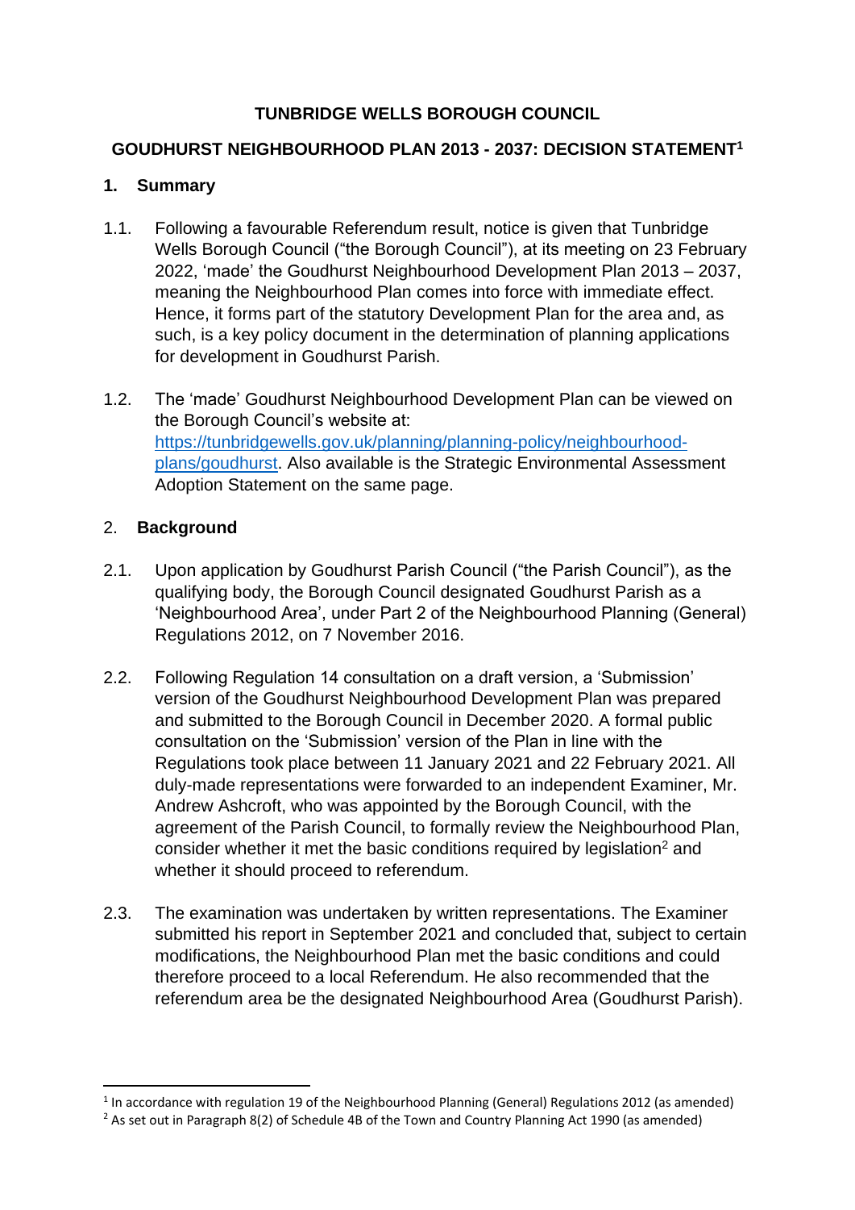**TUNBRIDGE WELLS BOROUGH COUNCIL**

**GOUDHURST NEIGHBOURHOOD PLAN 2013 - 2037: DECISION STATEMENT[1]**

## 1. Summary

1.1. Following a favourable Referendum result, notice is given that Tunbridge Wells Borough Council ("the Borough Council"), at its meeting on 23 February 2022, 'made' the Goudhurst Neighbourhood Development Plan 2013 – 2037, meaning the Neighbourhood Plan comes into force with immediate effect. Hence, it forms part of the statutory Development Plan for the area and, as such, is a key policy document in the determination of planning applications for development in Goudhurst Parish.

1.2. The 'made' Goudhurst Neighbourhood Development Plan can be viewed on the Borough Council's website at: https://tunbridgewells.gov.uk/planning/planning-policy/neighbourhood-plans/goudhurst. Also available is the Strategic Environmental Assessment Adoption Statement on the same page.

## 2. Background

2.1. Upon application by Goudhurst Parish Council ("the Parish Council"), as the qualifying body, the Borough Council designated Goudhurst Parish as a 'Neighbourhood Area', under Part 2 of the Neighbourhood Planning (General) Regulations 2012, on 7 November 2016.

2.2. Following Regulation 14 consultation on a draft version, a 'Submission' version of the Goudhurst Neighbourhood Development Plan was prepared and submitted to the Borough Council in December 2020. A formal public consultation on the 'Submission' version of the Plan in line with the Regulations took place between 11 January 2021 and 22 February 2021. All duly-made representations were forwarded to an independent Examiner, Mr. Andrew Ashcroft, who was appointed by the Borough Council, with the agreement of the Parish Council, to formally review the Neighbourhood Plan, consider whether it met the basic conditions required by legislation[2] and whether it should proceed to referendum.

2.3. The examination was undertaken by written representations. The Examiner submitted his report in September 2021 and concluded that, subject to certain modifications, the Neighbourhood Plan met the basic conditions and could therefore proceed to a local Referendum. He also recommended that the referendum area be the designated Neighbourhood Area (Goudhurst Parish).

---

[1] In accordance with regulation 19 of the Neighbourhood Planning (General) Regulations 2012 (as amended)

[2] As set out in Paragraph 8(2) of Schedule 4B of the Town and Country Planning Act 1990 (as amended)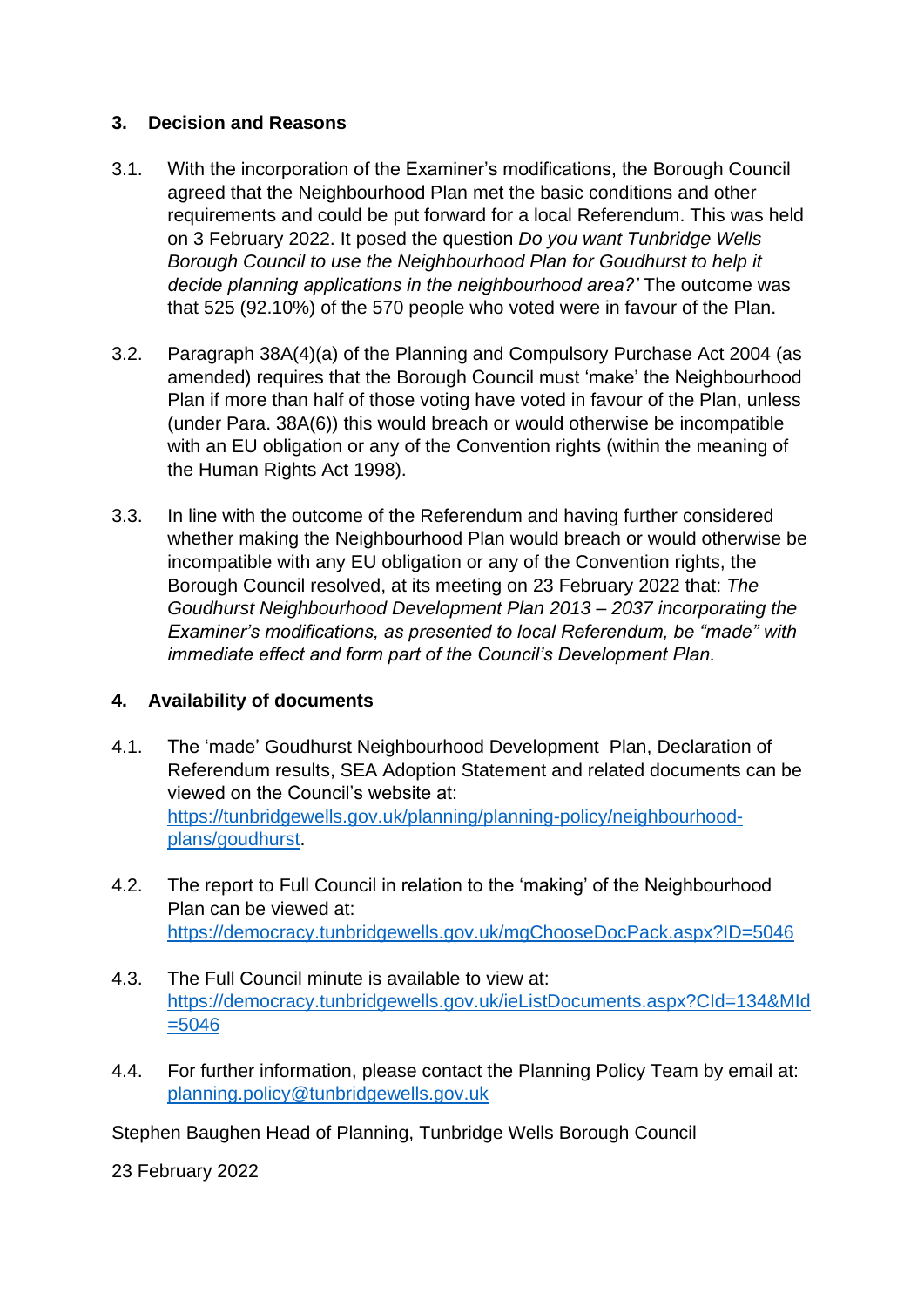## 3. Decision and Reasons

3.1. With the incorporation of the Examiner's modifications, the Borough Council agreed that the Neighbourhood Plan met the basic conditions and other requirements and could be put forward for a local Referendum. This was held on 3 February 2022. It posed the question *Do you want Tunbridge Wells Borough Council to use the Neighbourhood Plan for Goudhurst to help it decide planning applications in the neighbourhood area?'* The outcome was that 525 (92.10%) of the 570 people who voted were in favour of the Plan.

3.2. Paragraph 38A(4)(a) of the Planning and Compulsory Purchase Act 2004 (as amended) requires that the Borough Council must 'make' the Neighbourhood Plan if more than half of those voting have voted in favour of the Plan, unless (under Para. 38A(6)) this would breach or would otherwise be incompatible with an EU obligation or any of the Convention rights (within the meaning of the Human Rights Act 1998).

3.3. In line with the outcome of the Referendum and having further considered whether making the Neighbourhood Plan would breach or would otherwise be incompatible with any EU obligation or any of the Convention rights, the Borough Council resolved, at its meeting on 23 February 2022 that: *The Goudhurst Neighbourhood Development Plan 2013 – 2037 incorporating the Examiner's modifications, as presented to local Referendum, be "made" with immediate effect and form part of the Council's Development Plan.*

## 4. Availability of documents

4.1. The 'made' Goudhurst Neighbourhood Development Plan, Declaration of Referendum results, SEA Adoption Statement and related documents can be viewed on the Council's website at: https://tunbridgewells.gov.uk/planning/planning-policy/neighbourhood-plans/goudhurst.

4.2. The report to Full Council in relation to the 'making' of the Neighbourhood Plan can be viewed at: https://democracy.tunbridgewells.gov.uk/mgChooseDocPack.aspx?ID=5046

4.3. The Full Council minute is available to view at: https://democracy.tunbridgewells.gov.uk/ieListDocuments.aspx?CId=134&MId=5046

4.4. For further information, please contact the Planning Policy Team by email at: planning.policy@tunbridgewells.gov.uk

Stephen Baughen Head of Planning, Tunbridge Wells Borough Council

23 February 2022